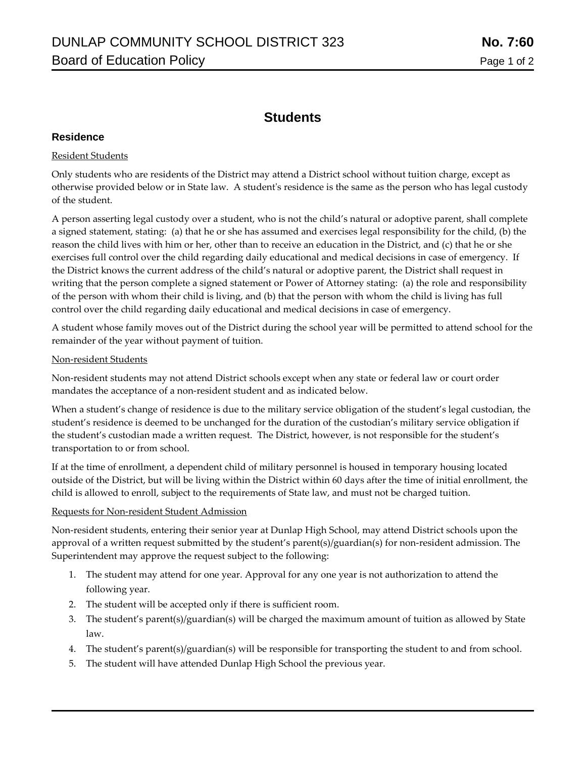# Students

## Residence

Resident Students

Only students who are residents of the District may attend a District school without tuition charge, except as otherwise provided below or in State law. A student's residence is the same as the person who has legal custody of the student.

A person asserting legal custody over a student, who is not the child's natural or adoptive parent, shall complete a signed statement, stating: (a) that he or she has assumed and exercises legal responsibility for the child, (b) the reason the child lives with him or her, other than to receive an education in the District, and (c) that he or she exercises full control over the child regarding daily educational and medical decisions in case of emergency. If the District knows the current address of the child's natural or adoptive parent, the District shall request in writing that the person complete a signed statement or Power of Attorney stating: (a) the role and responsibility of the person with whom their child is living, and (b) that the person with whom the child is living has full control over the child regarding daily educational and medical decisions in case of emergency.

A student whose family moves out of the District during the school year will be permitted to attend school for the remainder of the year without payment of tuition.

Non-resident Students

Non-resident students may not attend District schools except when any state or federal law or court order mandates the acceptance of a non-resident student and as indicated below.

When a student's change of residence is due to the military service obligation of the student's legal custodian, the student's residence is deemed to be unchanged for the duration of the custodian's military service obligation if the student's custodian made a written request. The District, however, is not responsible for the student's transportation to or from school.

If at the time of enrollment, a dependent child of military personnel is housed in temporary housing located outside of the District, but will be living within the District within 60 days after the time of initial enrollment, the child is allowed to enroll, subject to the requirements of State law, and must not be charged tuition.

Requests for Non-resident Student Admission

Non-resident students, entering their senior year at Dunlap High School, may attend District schools upon the approval of a written request submitted by the student's parent(s)/guardian(s) for non-resident admission. The Superintendent may approve the request subject to the following:

1. The student may attend for one year. Approval for any one year is not authorization to attend the following year.
2. The student will be accepted only if there is sufficient room.
3. The student's parent(s)/guardian(s) will be charged the maximum amount of tuition as allowed by State law.
4. The student's parent(s)/guardian(s) will be responsible for transporting the student to and from school.
5. The student will have attended Dunlap High School the previous year.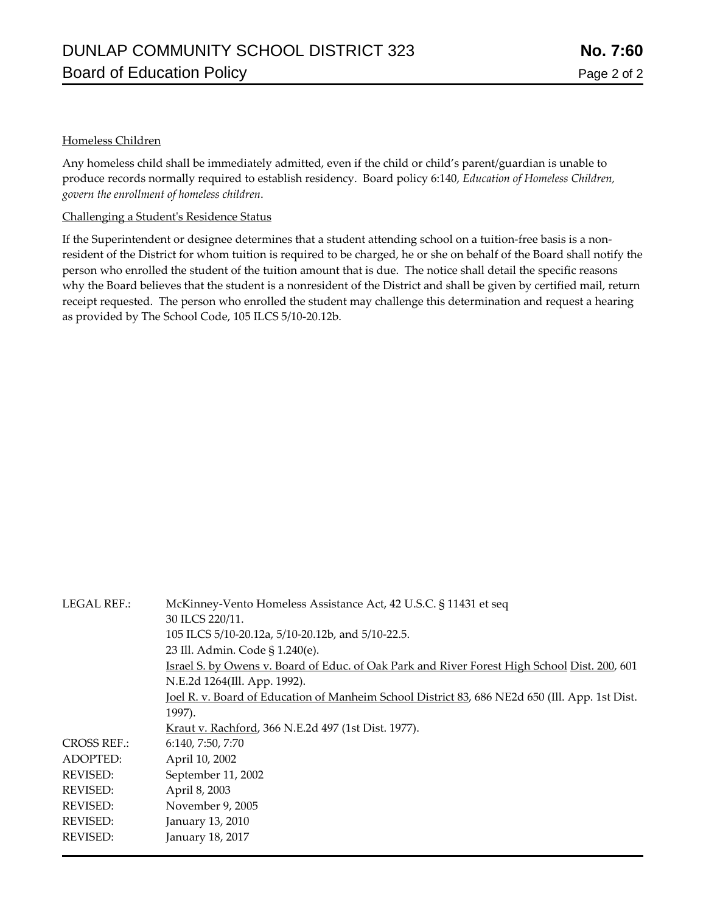Homeless Children

Any homeless child shall be immediately admitted, even if the child or child's parent/guardian is unable to produce records normally required to establish residency. Board policy 6:140, *Education of Homeless Children, govern the enrollment of homeless children*.

Challenging a Student's Residence Status

If the Superintendent or designee determines that a student attending school on a tuition-free basis is a non-resident of the District for whom tuition is required to be charged, he or she on behalf of the Board shall notify the person who enrolled the student of the tuition amount that is due. The notice shall detail the specific reasons why the Board believes that the student is a nonresident of the District and shall be given by certified mail, return receipt requested. The person who enrolled the student may challenge this determination and request a hearing as provided by The School Code, 105 ILCS 5/10-20.12b.

| | |
|---|---|
| LEGAL REF.: | McKinney-Vento Homeless Assistance Act, 42 U.S.C. § 11431 et seq<br>30 ILCS 220/11.<br>105 ILCS 5/10-20.12a, 5/10-20.12b, and 5/10-22.5.<br>23 Ill. Admin. Code § 1.240(e).<br>Israel S. by Owens v. Board of Educ. of Oak Park and River Forest High School Dist. 200, 601 N.E.2d 1264(Ill. App. 1992).<br>Joel R. v. Board of Education of Manheim School District 83, 686 NE2d 650 (Ill. App. 1st Dist. 1997).<br>Kraut v. Rachford, 366 N.E.2d 497 (1st Dist. 1977). |
| CROSS REF.: | 6:140, 7:50, 7:70 |
| ADOPTED: | April 10, 2002 |
| REVISED: | September 11, 2002 |
| REVISED: | April 8, 2003 |
| REVISED: | November 9, 2005 |
| REVISED: | January 13, 2010 |
| REVISED: | January 18, 2017 |